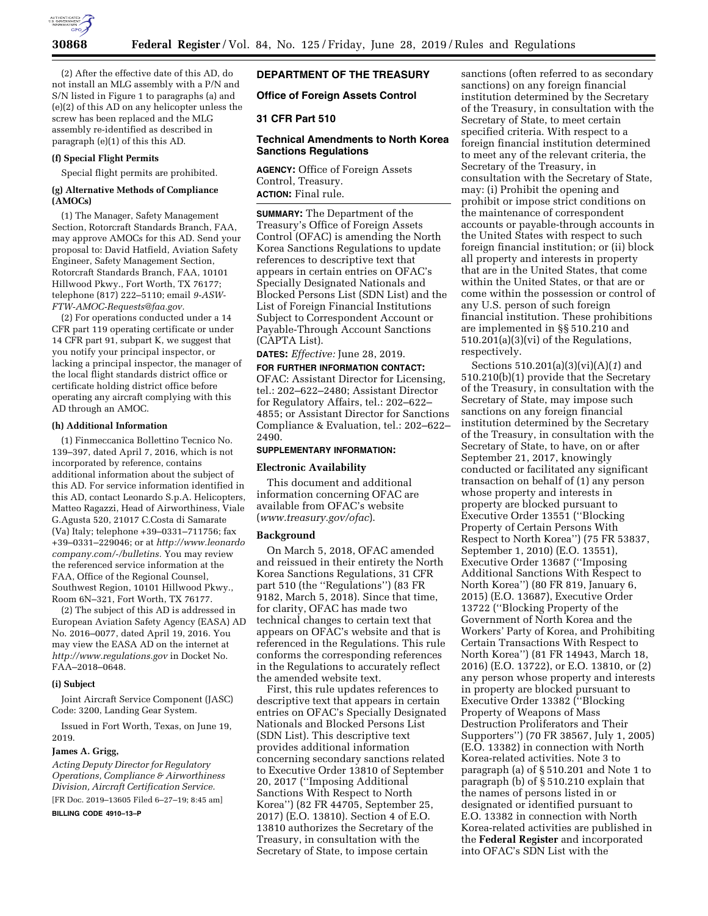(2) After the effective date of this AD, do not install an MLG assembly with a P/N and S/N listed in Figure 1 to paragraphs (a) and (e)(2) of this AD on any helicopter unless the screw has been replaced and the MLG assembly re-identified as described in paragraph (e)(1) of this this AD.

**(f) Special Flight Permits**

Special flight permits are prohibited.

**(g) Alternative Methods of Compliance (AMOCs)**

(1) The Manager, Safety Management Section, Rotorcraft Standards Branch, FAA, may approve AMOCs for this AD. Send your proposal to: David Hatfield, Aviation Safety Engineer, Safety Management Section, Rotorcraft Standards Branch, FAA, 10101 Hillwood Pkwy., Fort Worth, TX 76177; telephone (817) 222–5110; email *9-ASW-FTW-AMOC-Requests@faa.gov.*

(2) For operations conducted under a 14 CFR part 119 operating certificate or under 14 CFR part 91, subpart K, we suggest that you notify your principal inspector, or lacking a principal inspector, the manager of the local flight standards district office or certificate holding district office before operating any aircraft complying with this AD through an AMOC.

**(h) Additional Information**

(1) Finmeccanica Bollettino Tecnico No. 139–397, dated April 7, 2016, which is not incorporated by reference, contains additional information about the subject of this AD. For service information identified in this AD, contact Leonardo S.p.A. Helicopters, Matteo Ragazzi, Head of Airworthiness, Viale G.Agusta 520, 21017 C.Costa di Samarate (Va) Italy; telephone +39–0331–711756; fax +39–0331–229046; or at *http://www.leonardocompany.com/-/bulletins.* You may review the referenced service information at the FAA, Office of the Regional Counsel, Southwest Region, 10101 Hillwood Pkwy., Room 6N–321, Fort Worth, TX 76177.

(2) The subject of this AD is addressed in European Aviation Safety Agency (EASA) AD No. 2016–0077, dated April 19, 2016. You may view the EASA AD on the internet at *http://www.regulations.gov* in Docket No. FAA–2018–0648.

**(i) Subject**

Joint Aircraft Service Component (JASC) Code: 3200, Landing Gear System.

Issued in Fort Worth, Texas, on June 19, 2019.

**James A. Grigg,**

*Acting Deputy Director for Regulatory Operations, Compliance & Airworthiness Division, Aircraft Certification Service.*

[FR Doc. 2019–13605 Filed 6–27–19; 8:45 am]

**BILLING CODE 4910–13–P**

## DEPARTMENT OF THE TREASURY

### Office of Foreign Assets Control

### 31 CFR Part 510

### Technical Amendments to North Korea Sanctions Regulations

**AGENCY:** Office of Foreign Assets Control, Treasury.

**ACTION:** Final rule.

**SUMMARY:** The Department of the Treasury's Office of Foreign Assets Control (OFAC) is amending the North Korea Sanctions Regulations to update references to descriptive text that appears in certain entries on OFAC's Specially Designated Nationals and Blocked Persons List (SDN List) and the List of Foreign Financial Institutions Subject to Correspondent Account or Payable-Through Account Sanctions (CAPTA List).

**DATES:** *Effective:* June 28, 2019.

**FOR FURTHER INFORMATION CONTACT:** OFAC: Assistant Director for Licensing, tel.: 202–622–2480; Assistant Director for Regulatory Affairs, tel.: 202–622–4855; or Assistant Director for Sanctions Compliance & Evaluation, tel.: 202–622–2490.

**SUPPLEMENTARY INFORMATION:**

**Electronic Availability**

This document and additional information concerning OFAC are available from OFAC's website (*www.treasury.gov/ofac*).

**Background**

On March 5, 2018, OFAC amended and reissued in their entirety the North Korea Sanctions Regulations, 31 CFR part 510 (the "Regulations") (83 FR 9182, March 5, 2018). Since that time, for clarity, OFAC has made two technical changes to certain text that appears on OFAC's website and that is referenced in the Regulations. This rule conforms the corresponding references in the Regulations to accurately reflect the amended website text.

First, this rule updates references to descriptive text that appears in certain entries on OFAC's Specially Designated Nationals and Blocked Persons List (SDN List). This descriptive text provides additional information concerning secondary sanctions related to Executive Order 13810 of September 20, 2017 ("Imposing Additional Sanctions With Respect to North Korea") (82 FR 44705, September 25, 2017) (E.O. 13810). Section 4 of E.O. 13810 authorizes the Secretary of the Treasury, in consultation with the Secretary of State, to impose certain sanctions (often referred to as secondary sanctions) on any foreign financial institution determined by the Secretary of the Treasury, in consultation with the Secretary of State, to meet certain specified criteria. With respect to a foreign financial institution determined to meet any of the relevant criteria, the Secretary of the Treasury, in consultation with the Secretary of State, may: (i) Prohibit the opening and prohibit or impose strict conditions on the maintenance of correspondent accounts or payable-through accounts in the United States with respect to such foreign financial institution; or (ii) block all property and interests in property that are in the United States, that come within the United States, or that are or come within the possession or control of any U.S. person of such foreign financial institution. These prohibitions are implemented in §§ 510.210 and 510.201(a)(3)(vi) of the Regulations, respectively.

Sections 510.201(a)(3)(vi)(A)(*1*) and 510.210(b)(1) provide that the Secretary of the Treasury, in consultation with the Secretary of State, may impose such sanctions on any foreign financial institution determined by the Secretary of the Treasury, in consultation with the Secretary of State, to have, on or after September 21, 2017, knowingly conducted or facilitated any significant transaction on behalf of (1) any person whose property and interests in property are blocked pursuant to Executive Order 13551 ("Blocking Property of Certain Persons With Respect to North Korea") (75 FR 53837, September 1, 2010) (E.O. 13551), Executive Order 13687 ("Imposing Additional Sanctions With Respect to North Korea") (80 FR 819, January 6, 2015) (E.O. 13687), Executive Order 13722 ("Blocking Property of the Government of North Korea and the Workers' Party of Korea, and Prohibiting Certain Transactions With Respect to North Korea") (81 FR 14943, March 18, 2016) (E.O. 13722), or E.O. 13810, or (2) any person whose property and interests in property are blocked pursuant to Executive Order 13382 ("Blocking Property of Weapons of Mass Destruction Proliferators and Their Supporters") (70 FR 38567, July 1, 2005) (E.O. 13382) in connection with North Korea-related activities. Note 3 to paragraph (a) of § 510.201 and Note 1 to paragraph (b) of § 510.210 explain that the names of persons listed in or designated or identified pursuant to E.O. 13382 in connection with North Korea-related activities are published in the **Federal Register** and incorporated into OFAC's SDN List with the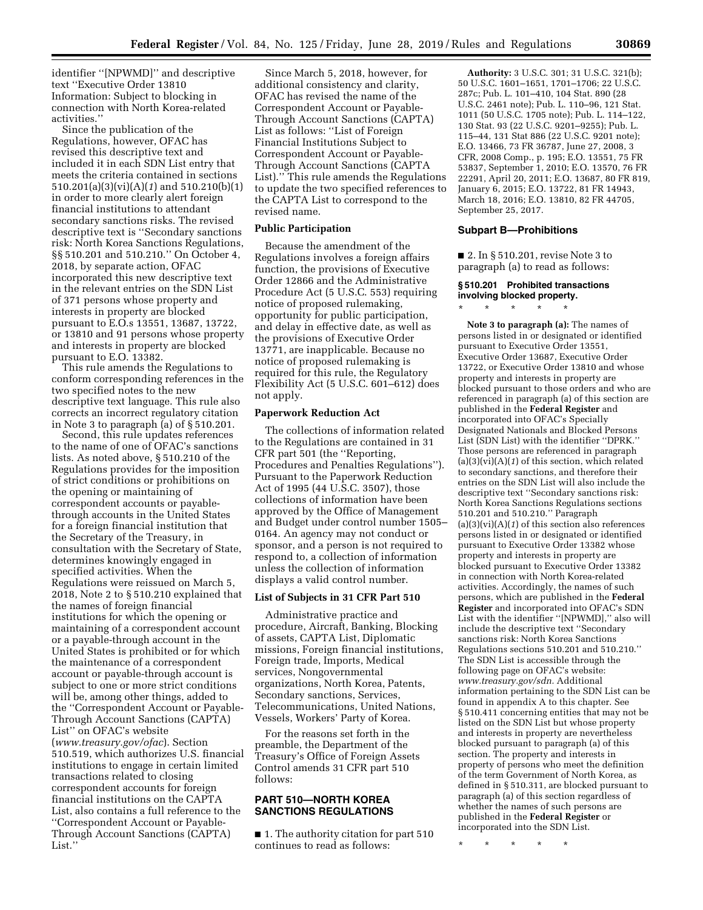identifier ''[NPWMD]'' and descriptive text ''Executive Order 13810 Information: Subject to blocking in connection with North Korea-related activities.''

Since the publication of the Regulations, however, OFAC has revised this descriptive text and included it in each SDN List entry that meets the criteria contained in sections 510.201(a)(3)(vi)(A)(*1*) and 510.210(b)(1) in order to more clearly alert foreign financial institutions to attendant secondary sanctions risks. The revised descriptive text is ''Secondary sanctions risk: North Korea Sanctions Regulations, §§ 510.201 and 510.210.'' On October 4, 2018, by separate action, OFAC incorporated this new descriptive text in the relevant entries on the SDN List of 371 persons whose property and interests in property are blocked pursuant to E.O.s 13551, 13687, 13722, or 13810 and 91 persons whose property and interests in property are blocked pursuant to E.O. 13382.

This rule amends the Regulations to conform corresponding references in the two specified notes to the new descriptive text language. This rule also corrects an incorrect regulatory citation in Note 3 to paragraph (a) of § 510.201.

Second, this rule updates references to the name of one of OFAC's sanctions lists. As noted above, § 510.210 of the Regulations provides for the imposition of strict conditions or prohibitions on the opening or maintaining of correspondent accounts or payable-through accounts in the United States for a foreign financial institution that the Secretary of the Treasury, in consultation with the Secretary of State, determines knowingly engaged in specified activities. When the Regulations were reissued on March 5, 2018, Note 2 to § 510.210 explained that the names of foreign financial institutions for which the opening or maintaining of a correspondent account or a payable-through account in the United States is prohibited or for which the maintenance of a correspondent account or payable-through account is subject to one or more strict conditions will be, among other things, added to the ''Correspondent Account or Payable-Through Account Sanctions (CAPTA) List'' on OFAC's website (*www.treasury.gov/ofac*). Section 510.519, which authorizes U.S. financial institutions to engage in certain limited transactions related to closing correspondent accounts for foreign financial institutions on the CAPTA List, also contains a full reference to the ''Correspondent Account or Payable-Through Account Sanctions (CAPTA) List.''

Since March 5, 2018, however, for additional consistency and clarity, OFAC has revised the name of the Correspondent Account or Payable-Through Account Sanctions (CAPTA) List as follows: ''List of Foreign Financial Institutions Subject to Correspondent Account or Payable-Through Account Sanctions (CAPTA List).'' This rule amends the Regulations to update the two specified references to the CAPTA List to correspond to the revised name.

## Public Participation

Because the amendment of the Regulations involves a foreign affairs function, the provisions of Executive Order 12866 and the Administrative Procedure Act (5 U.S.C. 553) requiring notice of proposed rulemaking, opportunity for public participation, and delay in effective date, as well as the provisions of Executive Order 13771, are inapplicable. Because no notice of proposed rulemaking is required for this rule, the Regulatory Flexibility Act (5 U.S.C. 601–612) does not apply.

## Paperwork Reduction Act

The collections of information related to the Regulations are contained in 31 CFR part 501 (the ''Reporting, Procedures and Penalties Regulations''). Pursuant to the Paperwork Reduction Act of 1995 (44 U.S.C. 3507), those collections of information have been approved by the Office of Management and Budget under control number 1505–0164. An agency may not conduct or sponsor, and a person is not required to respond to, a collection of information unless the collection of information displays a valid control number.

## List of Subjects in 31 CFR Part 510

Administrative practice and procedure, Aircraft, Banking, Blocking of assets, CAPTA List, Diplomatic missions, Foreign financial institutions, Foreign trade, Imports, Medical services, Nongovernmental organizations, North Korea, Patents, Secondary sanctions, Services, Telecommunications, United Nations, Vessels, Workers' Party of Korea.

For the reasons set forth in the preamble, the Department of the Treasury's Office of Foreign Assets Control amends 31 CFR part 510 follows:

## PART 510—NORTH KOREA SANCTIONS REGULATIONS

■ 1. The authority citation for part 510 continues to read as follows:

**Authority:** 3 U.S.C. 301; 31 U.S.C. 321(b); 50 U.S.C. 1601–1651, 1701–1706; 22 U.S.C. 287c; Pub. L. 101–410, 104 Stat. 890 (28 U.S.C. 2461 note); Pub. L. 110–96, 121 Stat. 1011 (50 U.S.C. 1705 note); Pub. L. 114–122, 130 Stat. 93 (22 U.S.C. 9201–9255); Pub. L. 115–44, 131 Stat 886 (22 U.S.C. 9201 note); E.O. 13466, 73 FR 36787, June 27, 2008, 3 CFR, 2008 Comp., p. 195; E.O. 13551, 75 FR 53837, September 1, 2010; E.O. 13570, 76 FR 22291, April 20, 2011; E.O. 13687, 80 FR 819, January 6, 2015; E.O. 13722, 81 FR 14943, March 18, 2016; E.O. 13810, 82 FR 44705, September 25, 2017.

## Subpart B—Prohibitions

■ 2. In § 510.201, revise Note 3 to paragraph (a) to read as follows:

### § 510.201 Prohibited transactions involving blocked property.

\* \* \* \* \*

**Note 3 to paragraph (a):** The names of persons listed in or designated or identified pursuant to Executive Order 13551, Executive Order 13687, Executive Order 13722, or Executive Order 13810 and whose property and interests in property are blocked pursuant to those orders and who are referenced in paragraph (a) of this section are published in the **Federal Register** and incorporated into OFAC's Specially Designated Nationals and Blocked Persons List (SDN List) with the identifier ''DPRK.'' Those persons are referenced in paragraph (a)(3)(vi)(A)(*1*) of this section, which related to secondary sanctions, and therefore their entries on the SDN List will also include the descriptive text ''Secondary sanctions risk: North Korea Sanctions Regulations sections 510.201 and 510.210.'' Paragraph (a)(3)(vi)(A)(*1*) of this section also references persons listed in or designated or identified pursuant to Executive Order 13382 whose property and interests in property are blocked pursuant to Executive Order 13382 in connection with North Korea-related activities. Accordingly, the names of such persons, which are published in the **Federal Register** and incorporated into OFAC's SDN List with the identifier ''[NPWMD],'' also will include the descriptive text ''Secondary sanctions risk: North Korea Sanctions Regulations sections 510.201 and 510.210.'' The SDN List is accessible through the following page on OFAC's website: *www.treasury.gov/sdn.* Additional information pertaining to the SDN List can be found in appendix A to this chapter. See § 510.411 concerning entities that may not be listed on the SDN List but whose property and interests in property are nevertheless blocked pursuant to paragraph (a) of this section. The property and interests in property of persons who meet the definition of the term Government of North Korea, as defined in § 510.311, are blocked pursuant to paragraph (a) of this section regardless of whether the names of such persons are published in the **Federal Register** or incorporated into the SDN List.

\* \* \* \* \*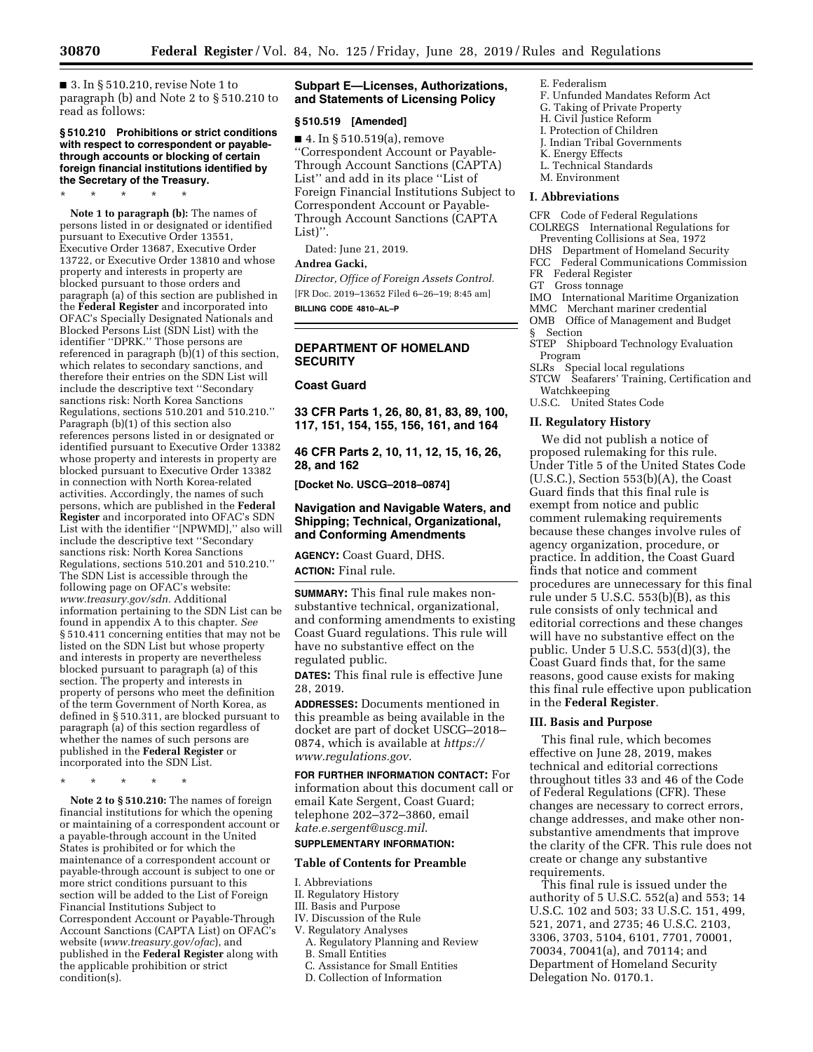■ 3. In § 510.210, revise Note 1 to paragraph (b) and Note 2 to § 510.210 to read as follows:

**§ 510.210 Prohibitions or strict conditions with respect to correspondent or payable-through accounts or blocking of certain foreign financial institutions identified by the Secretary of the Treasury.**

\* \* \* \* \*

**Note 1 to paragraph (b):** The names of persons listed in or designated or identified pursuant to Executive Order 13551, Executive Order 13687, Executive Order 13722, or Executive Order 13810 and whose property and interests in property are blocked pursuant to those orders and paragraph (a) of this section are published in the **Federal Register** and incorporated into OFAC's Specially Designated Nationals and Blocked Persons List (SDN List) with the identifier "DPRK." Those persons are referenced in paragraph (b)(1) of this section, which relates to secondary sanctions, and therefore their entries on the SDN List will include the descriptive text "Secondary sanctions risk: North Korea Sanctions Regulations, sections 510.201 and 510.210." Paragraph (b)(1) of this section also references persons listed in or designated or identified pursuant to Executive Order 13382 whose property and interests in property are blocked pursuant to Executive Order 13382 in connection with North Korea-related activities. Accordingly, the names of such persons, which are published in the **Federal Register** and incorporated into OFAC's SDN List with the identifier "[NPWMD]," also will include the descriptive text "Secondary sanctions risk: North Korea Sanctions Regulations, sections 510.201 and 510.210." The SDN List is accessible through the following page on OFAC's website: *www.treasury.gov/sdn*. Additional information pertaining to the SDN List can be found in appendix A to this chapter. *See* § 510.411 concerning entities that may not be listed on the SDN List but whose property and interests in property are nevertheless blocked pursuant to paragraph (a) of this section. The property and interests in property of persons who meet the definition of the term Government of North Korea, as defined in § 510.311, are blocked pursuant to paragraph (a) of this section regardless of whether the names of such persons are published in the **Federal Register** or incorporated into the SDN List.

\* \* \* \* \*

**Note 2 to § 510.210:** The names of foreign financial institutions for which the opening or maintaining of a correspondent account or a payable-through account in the United States is prohibited or for which the maintenance of a correspondent account or payable-through account is subject to one or more strict conditions pursuant to this section will be added to the List of Foreign Financial Institutions Subject to Correspondent Account or Payable-Through Account Sanctions (CAPTA List) on OFAC's website (*www.treasury.gov/ofac*), and published in the **Federal Register** along with the applicable prohibition or strict condition(s).

## Subpart E—Licenses, Authorizations, and Statements of Licensing Policy

**§ 510.519 [Amended]**

■ 4. In § 510.519(a), remove "Correspondent Account or Payable-Through Account Sanctions (CAPTA) List" and add in its place "List of Foreign Financial Institutions Subject to Correspondent Account or Payable-Through Account Sanctions (CAPTA List)".

Dated: June 21, 2019.

**Andrea Gacki,**

*Director, Office of Foreign Assets Control.*

[FR Doc. 2019–13652 Filed 6–26–19; 8:45 am]

**BILLING CODE 4810–AL–P**

---

# DEPARTMENT OF HOMELAND SECURITY

## Coast Guard

## 33 CFR Parts 1, 26, 80, 81, 83, 89, 100, 117, 151, 154, 155, 156, 161, and 164

## 46 CFR Parts 2, 10, 11, 12, 15, 16, 26, 28, and 162

**[Docket No. USCG–2018–0874]**

## Navigation and Navigable Waters, and Shipping; Technical, Organizational, and Conforming Amendments

**AGENCY:** Coast Guard, DHS.

**ACTION:** Final rule.

**SUMMARY:** This final rule makes non-substantive technical, organizational, and conforming amendments to existing Coast Guard regulations. This rule will have no substantive effect on the regulated public.

**DATES:** This final rule is effective June 28, 2019.

**ADDRESSES:** Documents mentioned in this preamble as being available in the docket are part of docket USCG–2018–0874, which is available at *https://www.regulations.gov*.

**FOR FURTHER INFORMATION CONTACT:** For information about this document call or email Kate Sergent, Coast Guard; telephone 202–372–3860, email *kate.e.sergent@uscg.mil*.

**SUPPLEMENTARY INFORMATION:**

### Table of Contents for Preamble

I. Abbreviations
II. Regulatory History
III. Basis and Purpose
IV. Discussion of the Rule
V. Regulatory Analyses
  A. Regulatory Planning and Review
  B. Small Entities
  C. Assistance for Small Entities
  D. Collection of Information
  E. Federalism
  F. Unfunded Mandates Reform Act
  G. Taking of Private Property
  H. Civil Justice Reform
  I. Protection of Children
  J. Indian Tribal Governments
  K. Energy Effects
  L. Technical Standards
  M. Environment

### I. Abbreviations

CFR Code of Federal Regulations
COLREGS International Regulations for Preventing Collisions at Sea, 1972
DHS Department of Homeland Security
FCC Federal Communications Commission
FR Federal Register
GT Gross tonnage
IMO International Maritime Organization
MMC Merchant mariner credential
OMB Office of Management and Budget
§ Section
STEP Shipboard Technology Evaluation Program
SLRs Special local regulations
STCW Seafarers' Training, Certification and Watchkeeping
U.S.C. United States Code

### II. Regulatory History

We did not publish a notice of proposed rulemaking for this rule. Under Title 5 of the United States Code (U.S.C.), Section 553(b)(A), the Coast Guard finds that this final rule is exempt from notice and public comment rulemaking requirements because these changes involve rules of agency organization, procedure, or practice. In addition, the Coast Guard finds that notice and comment procedures are unnecessary for this final rule under 5 U.S.C. 553(b)(B), as this rule consists of only technical and editorial corrections and these changes will have no substantive effect on the public. Under 5 U.S.C. 553(d)(3), the Coast Guard finds that, for the same reasons, good cause exists for making this final rule effective upon publication in the **Federal Register**.

### III. Basis and Purpose

This final rule, which becomes effective on June 28, 2019, makes technical and editorial corrections throughout titles 33 and 46 of the Code of Federal Regulations (CFR). These changes are necessary to correct errors, change addresses, and make other non-substantive amendments that improve the clarity of the CFR. This rule does not create or change any substantive requirements.

This final rule is issued under the authority of 5 U.S.C. 552(a) and 553; 14 U.S.C. 102 and 503; 33 U.S.C. 151, 499, 521, 2071, and 2735; 46 U.S.C. 2103, 3306, 3703, 5104, 6101, 7701, 70001, 70034, 70041(a), and 70114; and Department of Homeland Security Delegation No. 0170.1.